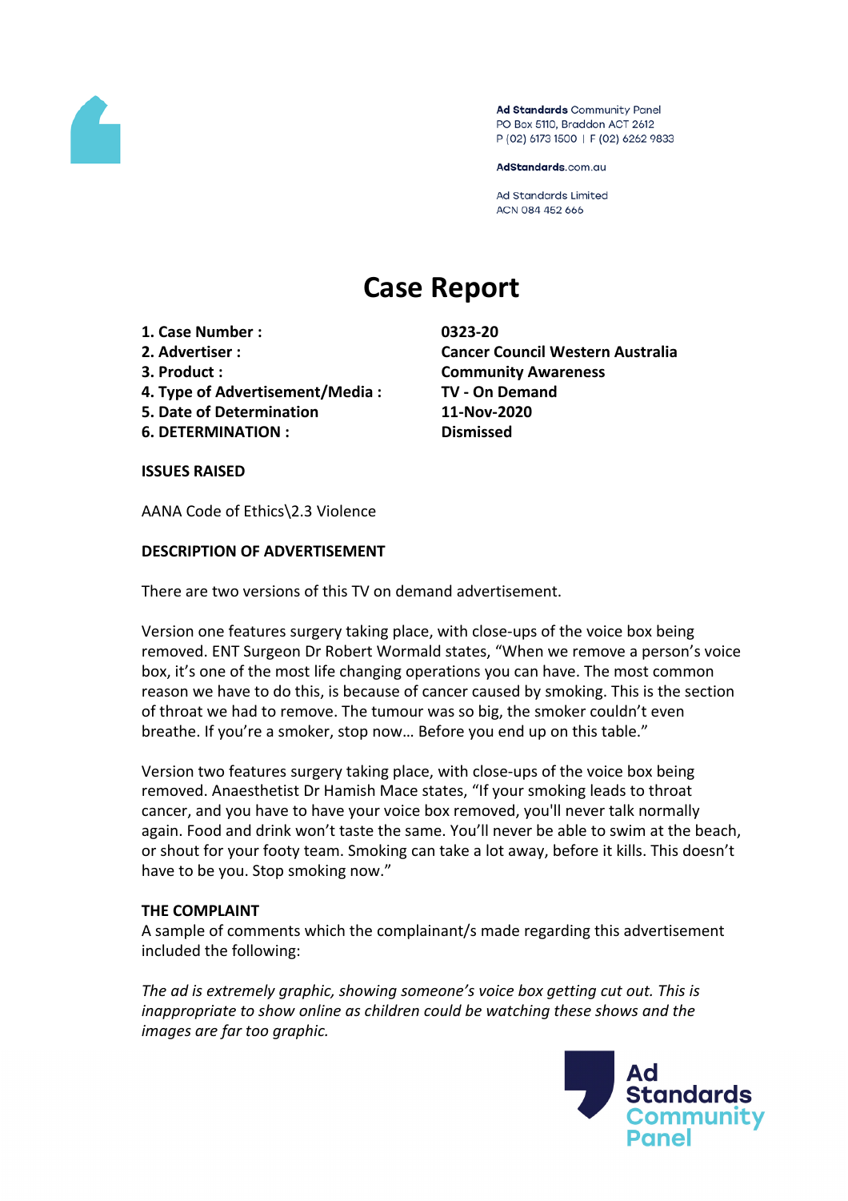Ad Standards Community Panel
PO Box 5110, Braddon ACT 2612
P (02) 6173 1500 | F (02) 6262 9833

AdStandards.com.au

Ad Standards Limited
ACN 084 452 666

# Case Report

| | |
|---|---|
| **1. Case Number :** | **0323-20** |
| **2. Advertiser :** | **Cancer Council Western Australia** |
| **3. Product :** | **Community Awareness** |
| **4. Type of Advertisement/Media :** | **TV - On Demand** |
| **5. Date of Determination** | **11-Nov-2020** |
| **6. DETERMINATION :** | **Dismissed** |

**ISSUES RAISED**

AANA Code of Ethics\2.3 Violence

**DESCRIPTION OF ADVERTISEMENT**

There are two versions of this TV on demand advertisement.

Version one features surgery taking place, with close-ups of the voice box being removed. ENT Surgeon Dr Robert Wormald states, "When we remove a person's voice box, it's one of the most life changing operations you can have. The most common reason we have to do this, is because of cancer caused by smoking. This is the section of throat we had to remove. The tumour was so big, the smoker couldn't even breathe. If you're a smoker, stop now... Before you end up on this table."

Version two features surgery taking place, with close-ups of the voice box being removed. Anaesthetist Dr Hamish Mace states, "If your smoking leads to throat cancer, and you have to have your voice box removed, you'll never talk normally again. Food and drink won't taste the same. You'll never be able to swim at the beach, or shout for your footy team. Smoking can take a lot away, before it kills. This doesn't have to be you. Stop smoking now."

**THE COMPLAINT**

A sample of comments which the complainant/s made regarding this advertisement included the following:

*The ad is extremely graphic, showing someone's voice box getting cut out. This is inappropriate to show online as children could be watching these shows and the images are far too graphic.*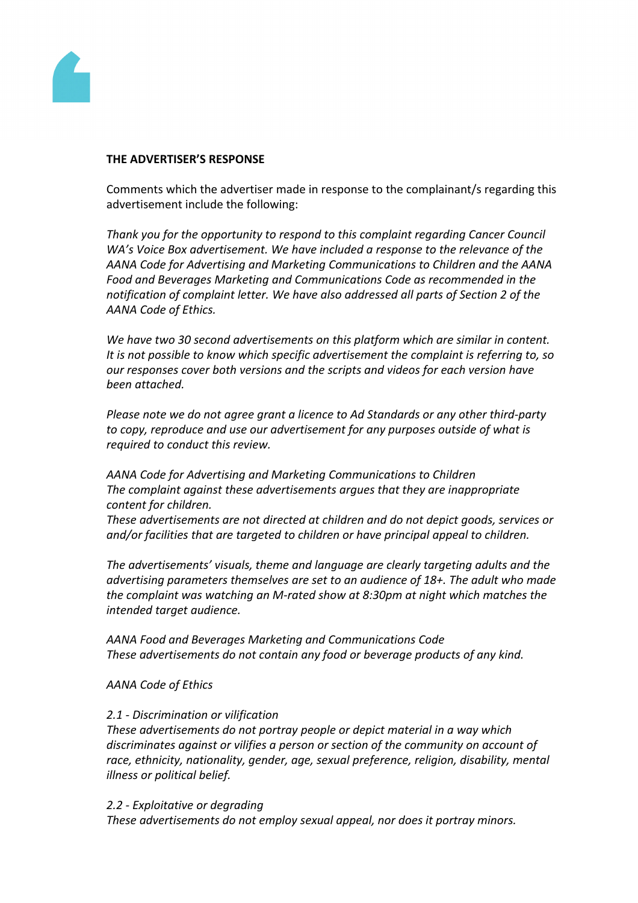**THE ADVERTISER'S RESPONSE**

Comments which the advertiser made in response to the complainant/s regarding this advertisement include the following:

*Thank you for the opportunity to respond to this complaint regarding Cancer Council WA's Voice Box advertisement. We have included a response to the relevance of the AANA Code for Advertising and Marketing Communications to Children and the AANA Food and Beverages Marketing and Communications Code as recommended in the notification of complaint letter. We have also addressed all parts of Section 2 of the AANA Code of Ethics.*

*We have two 30 second advertisements on this platform which are similar in content. It is not possible to know which specific advertisement the complaint is referring to, so our responses cover both versions and the scripts and videos for each version have been attached.*

*Please note we do not agree grant a licence to Ad Standards or any other third-party to copy, reproduce and use our advertisement for any purposes outside of what is required to conduct this review.*

*AANA Code for Advertising and Marketing Communications to Children*
*The complaint against these advertisements argues that they are inappropriate content for children.*
*These advertisements are not directed at children and do not depict goods, services or and/or facilities that are targeted to children or have principal appeal to children.*

*The advertisements' visuals, theme and language are clearly targeting adults and the advertising parameters themselves are set to an audience of 18+. The adult who made the complaint was watching an M-rated show at 8:30pm at night which matches the intended target audience.*

*AANA Food and Beverages Marketing and Communications Code*
*These advertisements do not contain any food or beverage products of any kind.*

*AANA Code of Ethics*

*2.1 - Discrimination or vilification*
*These advertisements do not portray people or depict material in a way which discriminates against or vilifies a person or section of the community on account of race, ethnicity, nationality, gender, age, sexual preference, religion, disability, mental illness or political belief.*

*2.2 - Exploitative or degrading*
*These advertisements do not employ sexual appeal, nor does it portray minors.*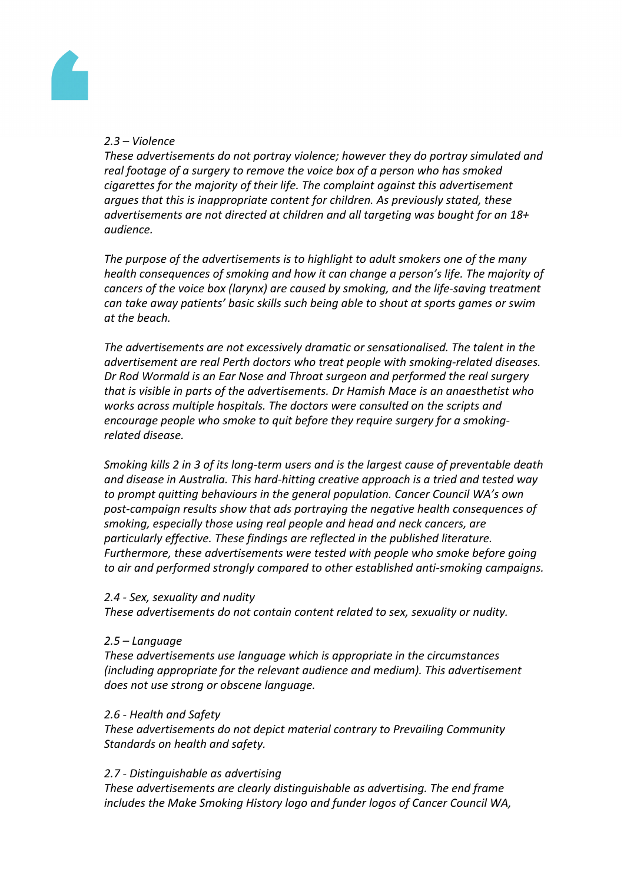*2.3 – Violence*
*These advertisements do not portray violence; however they do portray simulated and real footage of a surgery to remove the voice box of a person who has smoked cigarettes for the majority of their life. The complaint against this advertisement argues that this is inappropriate content for children. As previously stated, these advertisements are not directed at children and all targeting was bought for an 18+ audience.*

*The purpose of the advertisements is to highlight to adult smokers one of the many health consequences of smoking and how it can change a person's life. The majority of cancers of the voice box (larynx) are caused by smoking, and the life-saving treatment can take away patients' basic skills such being able to shout at sports games or swim at the beach.*

*The advertisements are not excessively dramatic or sensationalised. The talent in the advertisement are real Perth doctors who treat people with smoking-related diseases. Dr Rod Wormald is an Ear Nose and Throat surgeon and performed the real surgery that is visible in parts of the advertisements. Dr Hamish Mace is an anaesthetist who works across multiple hospitals. The doctors were consulted on the scripts and encourage people who smoke to quit before they require surgery for a smoking-related disease.*

*Smoking kills 2 in 3 of its long-term users and is the largest cause of preventable death and disease in Australia. This hard-hitting creative approach is a tried and tested way to prompt quitting behaviours in the general population. Cancer Council WA's own post-campaign results show that ads portraying the negative health consequences of smoking, especially those using real people and head and neck cancers, are particularly effective. These findings are reflected in the published literature. Furthermore, these advertisements were tested with people who smoke before going to air and performed strongly compared to other established anti-smoking campaigns.*

*2.4 - Sex, sexuality and nudity*
*These advertisements do not contain content related to sex, sexuality or nudity.*

*2.5 – Language*
*These advertisements use language which is appropriate in the circumstances (including appropriate for the relevant audience and medium). This advertisement does not use strong or obscene language.*

*2.6 - Health and Safety*
*These advertisements do not depict material contrary to Prevailing Community Standards on health and safety.*

*2.7 - Distinguishable as advertising*
*These advertisements are clearly distinguishable as advertising. The end frame includes the Make Smoking History logo and funder logos of Cancer Council WA,*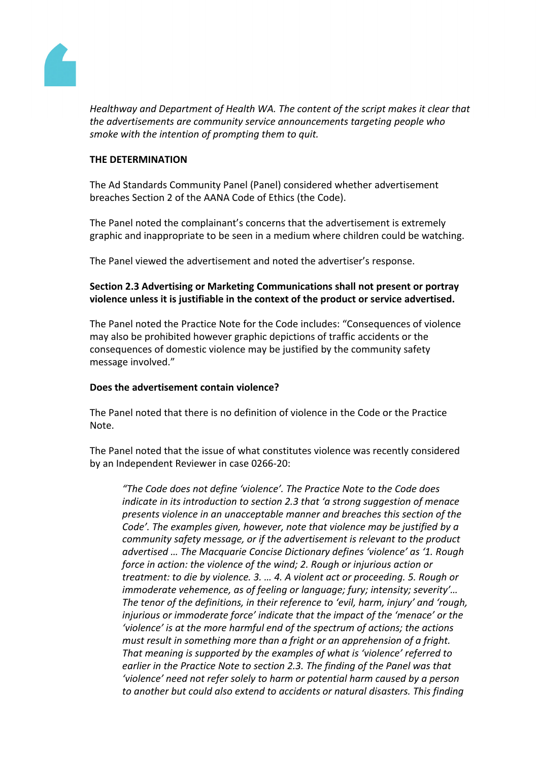*Healthway and Department of Health WA. The content of the script makes it clear that the advertisements are community service announcements targeting people who smoke with the intention of prompting them to quit.*

**THE DETERMINATION**

The Ad Standards Community Panel (Panel) considered whether advertisement breaches Section 2 of the AANA Code of Ethics (the Code).

The Panel noted the complainant's concerns that the advertisement is extremely graphic and inappropriate to be seen in a medium where children could be watching.

The Panel viewed the advertisement and noted the advertiser's response.

**Section 2.3 Advertising or Marketing Communications shall not present or portray violence unless it is justifiable in the context of the product or service advertised.**

The Panel noted the Practice Note for the Code includes: "Consequences of violence may also be prohibited however graphic depictions of traffic accidents or the consequences of domestic violence may be justified by the community safety message involved."

**Does the advertisement contain violence?**

The Panel noted that there is no definition of violence in the Code or the Practice Note.

The Panel noted that the issue of what constitutes violence was recently considered by an Independent Reviewer in case 0266-20:

> *"The Code does not define 'violence'. The Practice Note to the Code does indicate in its introduction to section 2.3 that 'a strong suggestion of menace presents violence in an unacceptable manner and breaches this section of the Code'. The examples given, however, note that violence may be justified by a community safety message, or if the advertisement is relevant to the product advertised … The Macquarie Concise Dictionary defines 'violence' as '1. Rough force in action: the violence of the wind; 2. Rough or injurious action or treatment: to die by violence. 3. … 4. A violent act or proceeding. 5. Rough or immoderate vehemence, as of feeling or language; fury; intensity; severity'… The tenor of the definitions, in their reference to 'evil, harm, injury' and 'rough, injurious or immoderate force' indicate that the impact of the 'menace' or the 'violence' is at the more harmful end of the spectrum of actions; the actions must result in something more than a fright or an apprehension of a fright. That meaning is supported by the examples of what is 'violence' referred to earlier in the Practice Note to section 2.3. The finding of the Panel was that 'violence' need not refer solely to harm or potential harm caused by a person to another but could also extend to accidents or natural disasters. This finding*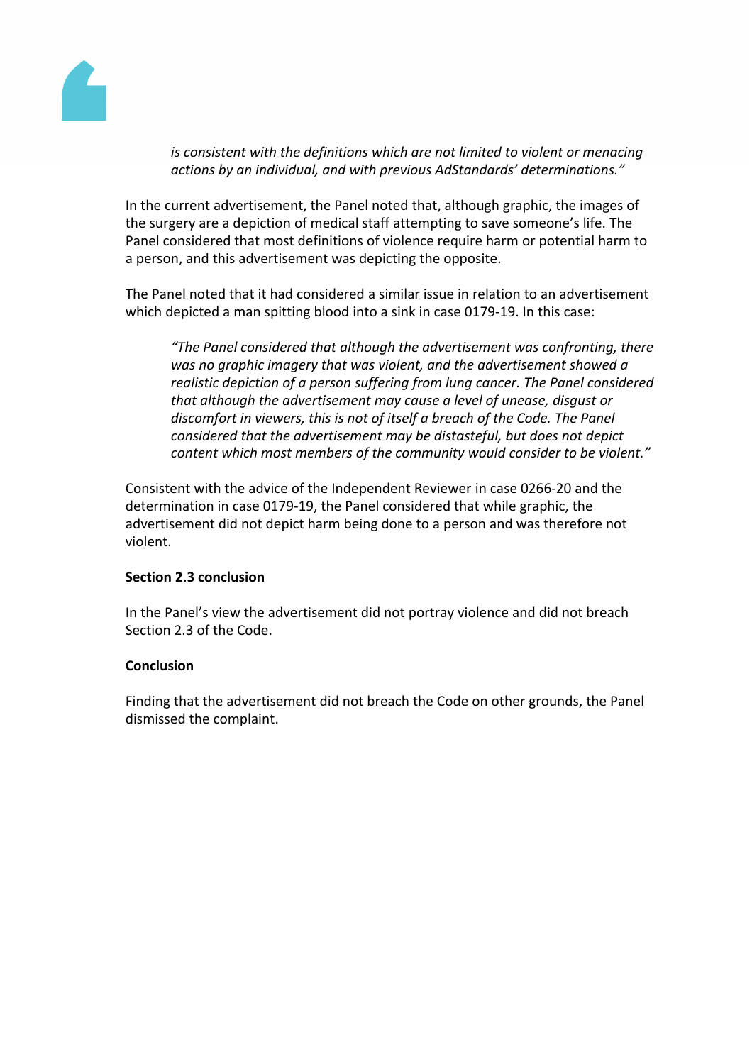*is consistent with the definitions which are not limited to violent or menacing actions by an individual, and with previous AdStandards' determinations."*

In the current advertisement, the Panel noted that, although graphic, the images of the surgery are a depiction of medical staff attempting to save someone's life. The Panel considered that most definitions of violence require harm or potential harm to a person, and this advertisement was depicting the opposite.

The Panel noted that it had considered a similar issue in relation to an advertisement which depicted a man spitting blood into a sink in case 0179-19. In this case:

> *"The Panel considered that although the advertisement was confronting, there was no graphic imagery that was violent, and the advertisement showed a realistic depiction of a person suffering from lung cancer. The Panel considered that although the advertisement may cause a level of unease, disgust or discomfort in viewers, this is not of itself a breach of the Code. The Panel considered that the advertisement may be distasteful, but does not depict content which most members of the community would consider to be violent."*

Consistent with the advice of the Independent Reviewer in case 0266-20 and the determination in case 0179-19, the Panel considered that while graphic, the advertisement did not depict harm being done to a person and was therefore not violent.

**Section 2.3 conclusion**

In the Panel's view the advertisement did not portray violence and did not breach Section 2.3 of the Code.

**Conclusion**

Finding that the advertisement did not breach the Code on other grounds, the Panel dismissed the complaint.